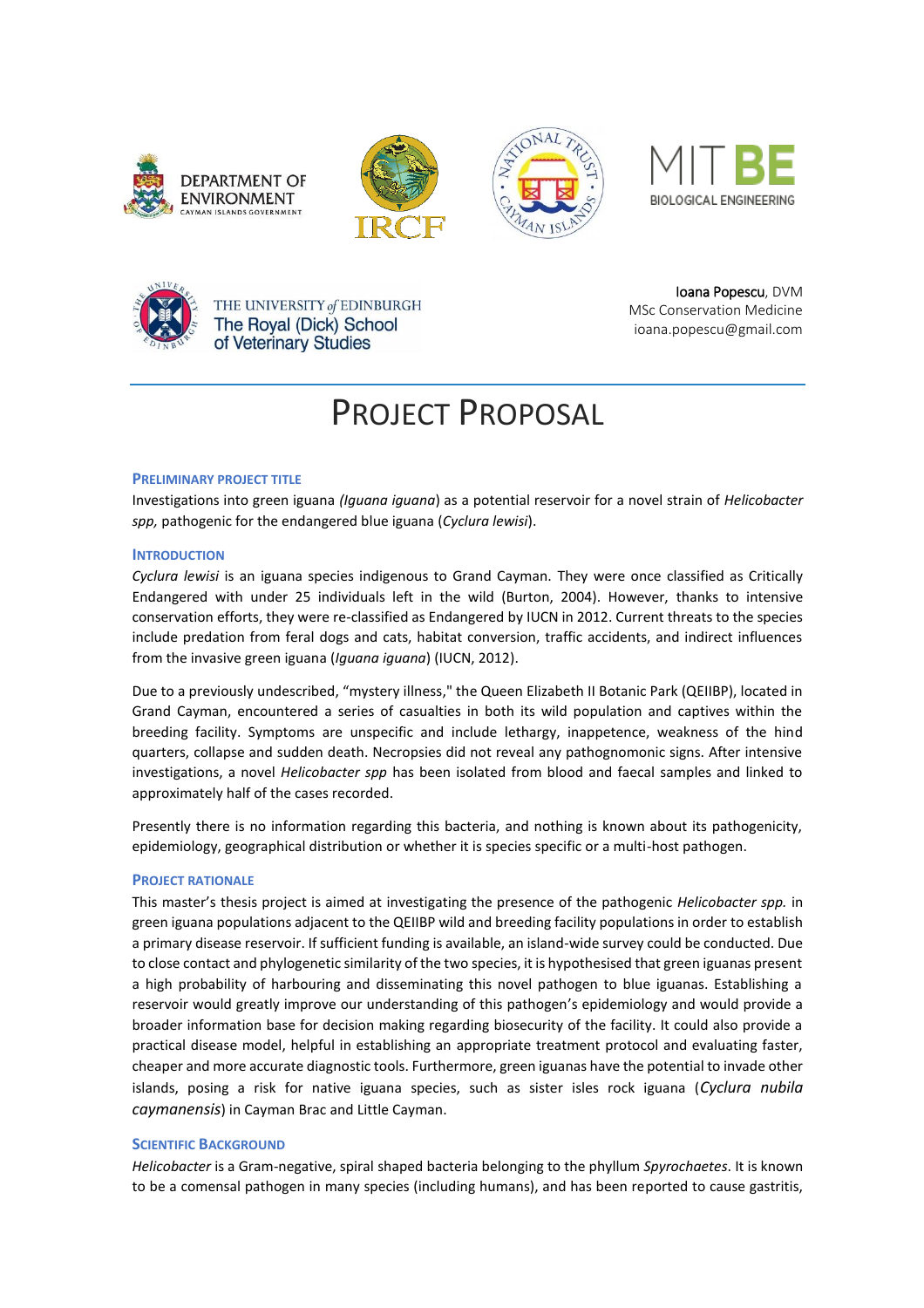DEPARTMENT OF ENVIRONMENT
CAYMAN ISLANDS GOVERNMENT

IRCF

MIT BE
BIOLOGICAL ENGINEERING

THE UNIVERSITY of EDINBURGH
The Royal (Dick) School of Veterinary Studies

Ioana Popescu, DVM
MSc Conservation Medicine
ioana.popescu@gmail.com

# PROJECT PROPOSAL

### PRELIMINARY PROJECT TITLE

Investigations into green iguana *(Iguana iguana*) as a potential reservoir for a novel strain of *Helicobacter spp,* pathogenic for the endangered blue iguana (*Cyclura lewisi*).

### INTRODUCTION

*Cyclura lewisi* is an iguana species indigenous to Grand Cayman. They were once classified as Critically Endangered with under 25 individuals left in the wild (Burton, 2004). However, thanks to intensive conservation efforts, they were re-classified as Endangered by IUCN in 2012. Current threats to the species include predation from feral dogs and cats, habitat conversion, traffic accidents, and indirect influences from the invasive green iguana (*Iguana iguana*) (IUCN, 2012).

Due to a previously undescribed, "mystery illness," the Queen Elizabeth II Botanic Park (QEIIBP), located in Grand Cayman, encountered a series of casualties in both its wild population and captives within the breeding facility. Symptoms are unspecific and include lethargy, inappetence, weakness of the hind quarters, collapse and sudden death. Necropsies did not reveal any pathognomonic signs. After intensive investigations, a novel *Helicobacter spp* has been isolated from blood and faecal samples and linked to approximately half of the cases recorded.

Presently there is no information regarding this bacteria, and nothing is known about its pathogenicity, epidemiology, geographical distribution or whether it is species specific or a multi-host pathogen.

### PROJECT RATIONALE

This master's thesis project is aimed at investigating the presence of the pathogenic *Helicobacter spp.* in green iguana populations adjacent to the QEIIBP wild and breeding facility populations in order to establish a primary disease reservoir. If sufficient funding is available, an island-wide survey could be conducted. Due to close contact and phylogenetic similarity of the two species, it is hypothesised that green iguanas present a high probability of harbouring and disseminating this novel pathogen to blue iguanas. Establishing a reservoir would greatly improve our understanding of this pathogen's epidemiology and would provide a broader information base for decision making regarding biosecurity of the facility. It could also provide a practical disease model, helpful in establishing an appropriate treatment protocol and evaluating faster, cheaper and more accurate diagnostic tools. Furthermore, green iguanas have the potential to invade other islands, posing a risk for native iguana species, such as sister isles rock iguana (*Cyclura nubila caymanensis*) in Cayman Brac and Little Cayman.

### SCIENTIFIC BACKGROUND

*Helicobacter* is a Gram-negative, spiral shaped bacteria belonging to the phyllum *Spyrochaetes*. It is known to be a comensal pathogen in many species (including humans), and has been reported to cause gastritis,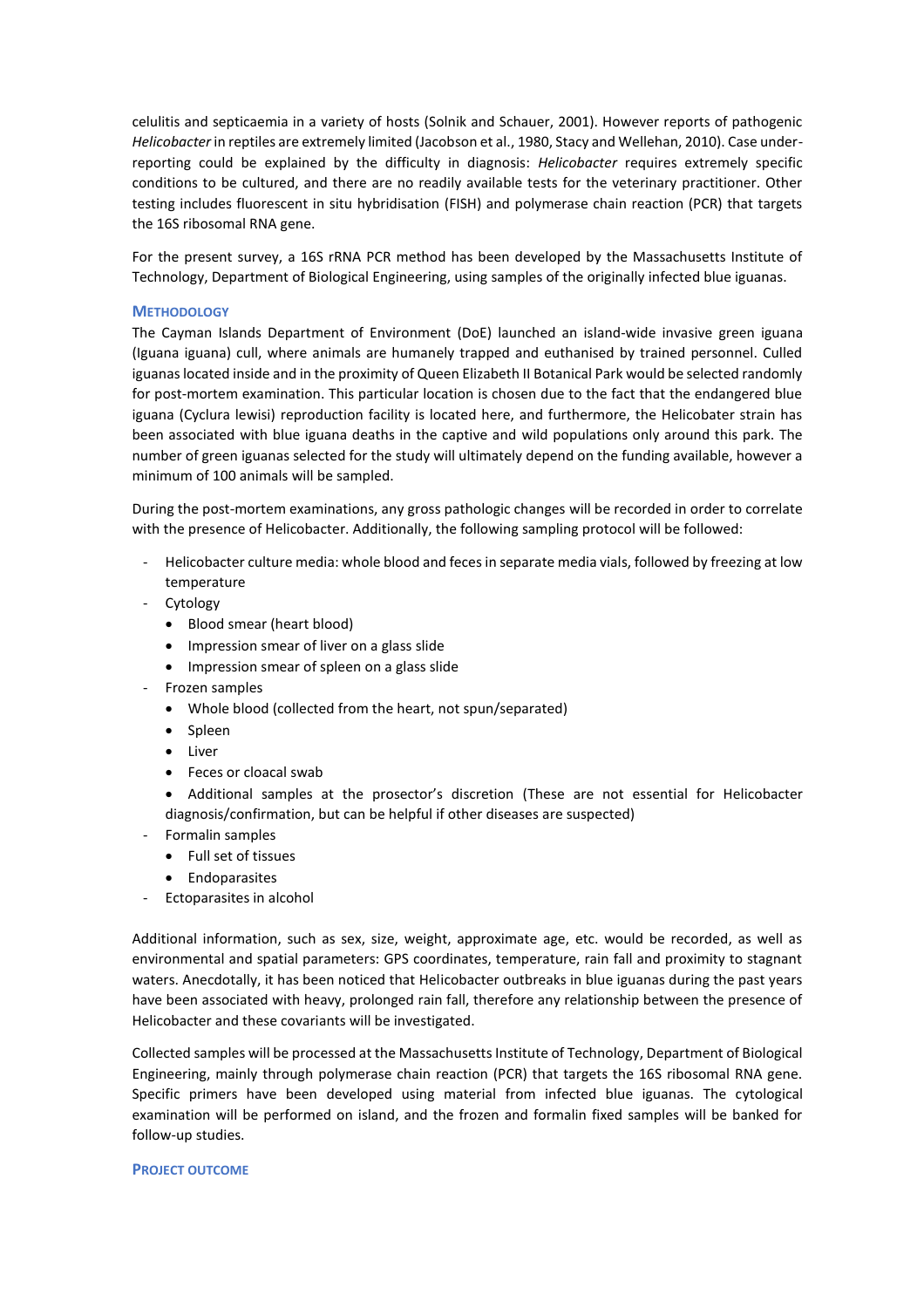celulitis and septicaemia in a variety of hosts (Solnik and Schauer, 2001). However reports of pathogenic *Helicobacter* in reptiles are extremely limited (Jacobson et al., 1980, Stacy and Wellehan, 2010). Case under-reporting could be explained by the difficulty in diagnosis: *Helicobacter* requires extremely specific conditions to be cultured, and there are no readily available tests for the veterinary practitioner. Other testing includes fluorescent in situ hybridisation (FISH) and polymerase chain reaction (PCR) that targets the 16S ribosomal RNA gene.

For the present survey, a 16S rRNA PCR method has been developed by the Massachusetts Institute of Technology, Department of Biological Engineering, using samples of the originally infected blue iguanas.

## METHODOLOGY

The Cayman Islands Department of Environment (DoE) launched an island-wide invasive green iguana (Iguana iguana) cull, where animals are humanely trapped and euthanised by trained personnel. Culled iguanas located inside and in the proximity of Queen Elizabeth II Botanical Park would be selected randomly for post-mortem examination. This particular location is chosen due to the fact that the endangered blue iguana (Cyclura lewisi) reproduction facility is located here, and furthermore, the Helicobater strain has been associated with blue iguana deaths in the captive and wild populations only around this park. The number of green iguanas selected for the study will ultimately depend on the funding available, however a minimum of 100 animals will be sampled.

During the post-mortem examinations, any gross pathologic changes will be recorded in order to correlate with the presence of Helicobacter. Additionally, the following sampling protocol will be followed:

- Helicobacter culture media: whole blood and feces in separate media vials, followed by freezing at low temperature
- Cytology
  - Blood smear (heart blood)
  - Impression smear of liver on a glass slide
  - Impression smear of spleen on a glass slide
- Frozen samples
  - Whole blood (collected from the heart, not spun/separated)
  - Spleen
  - Liver
  - Feces or cloacal swab
  - Additional samples at the prosector's discretion (These are not essential for Helicobacter diagnosis/confirmation, but can be helpful if other diseases are suspected)
- Formalin samples
  - Full set of tissues
  - Endoparasites
- Ectoparasites in alcohol

Additional information, such as sex, size, weight, approximate age, etc. would be recorded, as well as environmental and spatial parameters: GPS coordinates, temperature, rain fall and proximity to stagnant waters. Anecdotally, it has been noticed that Helicobacter outbreaks in blue iguanas during the past years have been associated with heavy, prolonged rain fall, therefore any relationship between the presence of Helicobacter and these covariants will be investigated.

Collected samples will be processed at the Massachusetts Institute of Technology, Department of Biological Engineering, mainly through polymerase chain reaction (PCR) that targets the 16S ribosomal RNA gene. Specific primers have been developed using material from infected blue iguanas. The cytological examination will be performed on island, and the frozen and formalin fixed samples will be banked for follow-up studies.

## PROJECT OUTCOME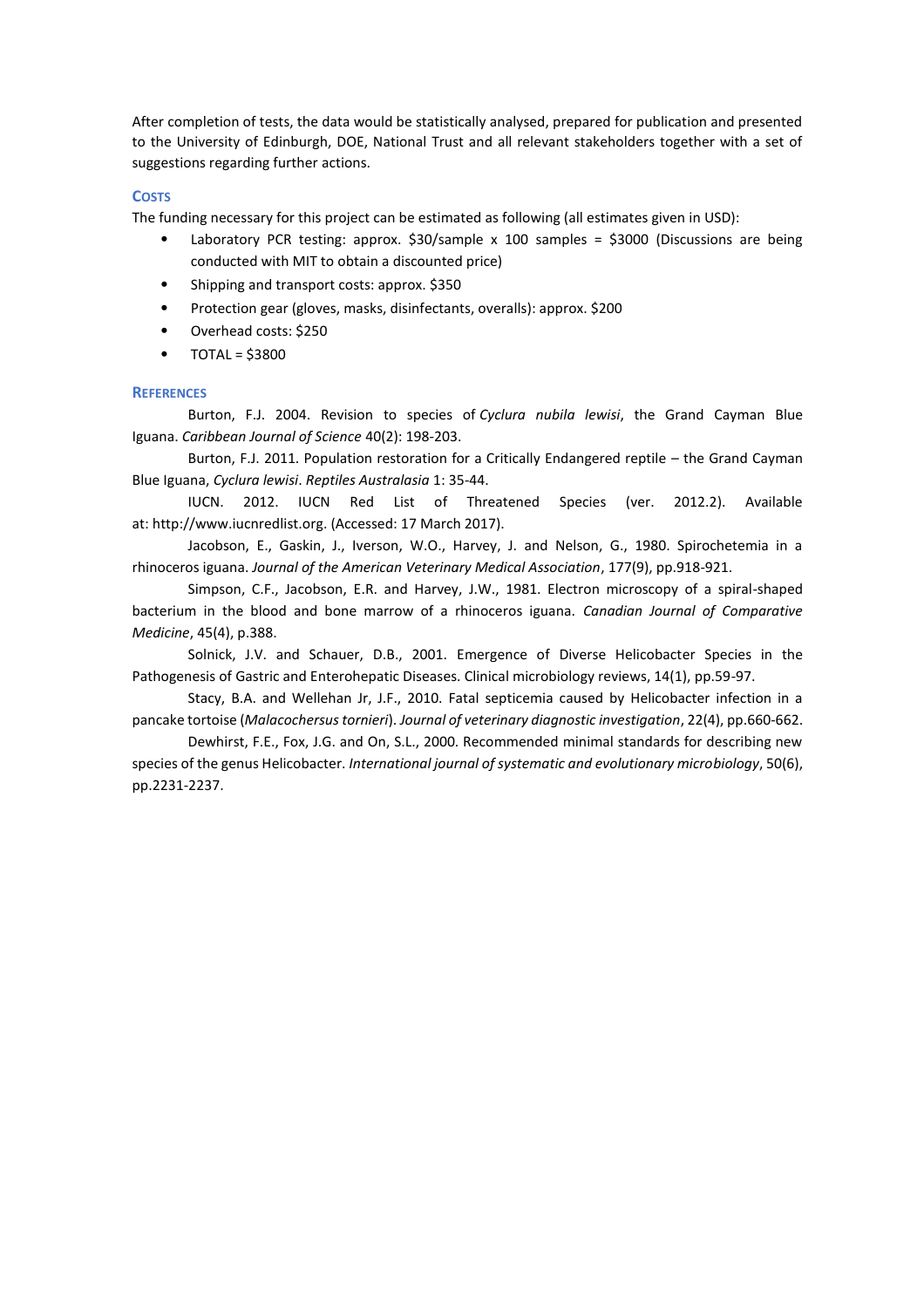After completion of tests, the data would be statistically analysed, prepared for publication and presented to the University of Edinburgh, DOE, National Trust and all relevant stakeholders together with a set of suggestions regarding further actions.

## Costs

The funding necessary for this project can be estimated as following (all estimates given in USD):

- Laboratory PCR testing: approx. $30/sample x 100 samples = $3000 (Discussions are being conducted with MIT to obtain a discounted price)
- Shipping and transport costs: approx. $350
- Protection gear (gloves, masks, disinfectants, overalls): approx. $200
- Overhead costs: $250
- TOTAL = $3800

## References

Burton, F.J. 2004. Revision to species of *Cyclura nubila lewisi*, the Grand Cayman Blue Iguana. *Caribbean Journal of Science* 40(2): 198-203.

Burton, F.J. 2011. Population restoration for a Critically Endangered reptile – the Grand Cayman Blue Iguana, *Cyclura lewisi*. *Reptiles Australasia* 1: 35-44.

IUCN. 2012. IUCN Red List of Threatened Species (ver. 2012.2). Available at: http://www.iucnredlist.org. (Accessed: 17 March 2017).

Jacobson, E., Gaskin, J., Iverson, W.O., Harvey, J. and Nelson, G., 1980. Spirochetemia in a rhinoceros iguana. *Journal of the American Veterinary Medical Association*, 177(9), pp.918-921.

Simpson, C.F., Jacobson, E.R. and Harvey, J.W., 1981. Electron microscopy of a spiral-shaped bacterium in the blood and bone marrow of a rhinoceros iguana. *Canadian Journal of Comparative Medicine*, 45(4), p.388.

Solnick, J.V. and Schauer, D.B., 2001. Emergence of Diverse Helicobacter Species in the Pathogenesis of Gastric and Enterohepatic Diseases. Clinical microbiology reviews, 14(1), pp.59-97.

Stacy, B.A. and Wellehan Jr, J.F., 2010. Fatal septicemia caused by Helicobacter infection in a pancake tortoise (*Malacochersus tornieri*). *Journal of veterinary diagnostic investigation*, 22(4), pp.660-662.

Dewhirst, F.E., Fox, J.G. and On, S.L., 2000. Recommended minimal standards for describing new species of the genus Helicobacter. *International journal of systematic and evolutionary microbiology*, 50(6), pp.2231-2237.